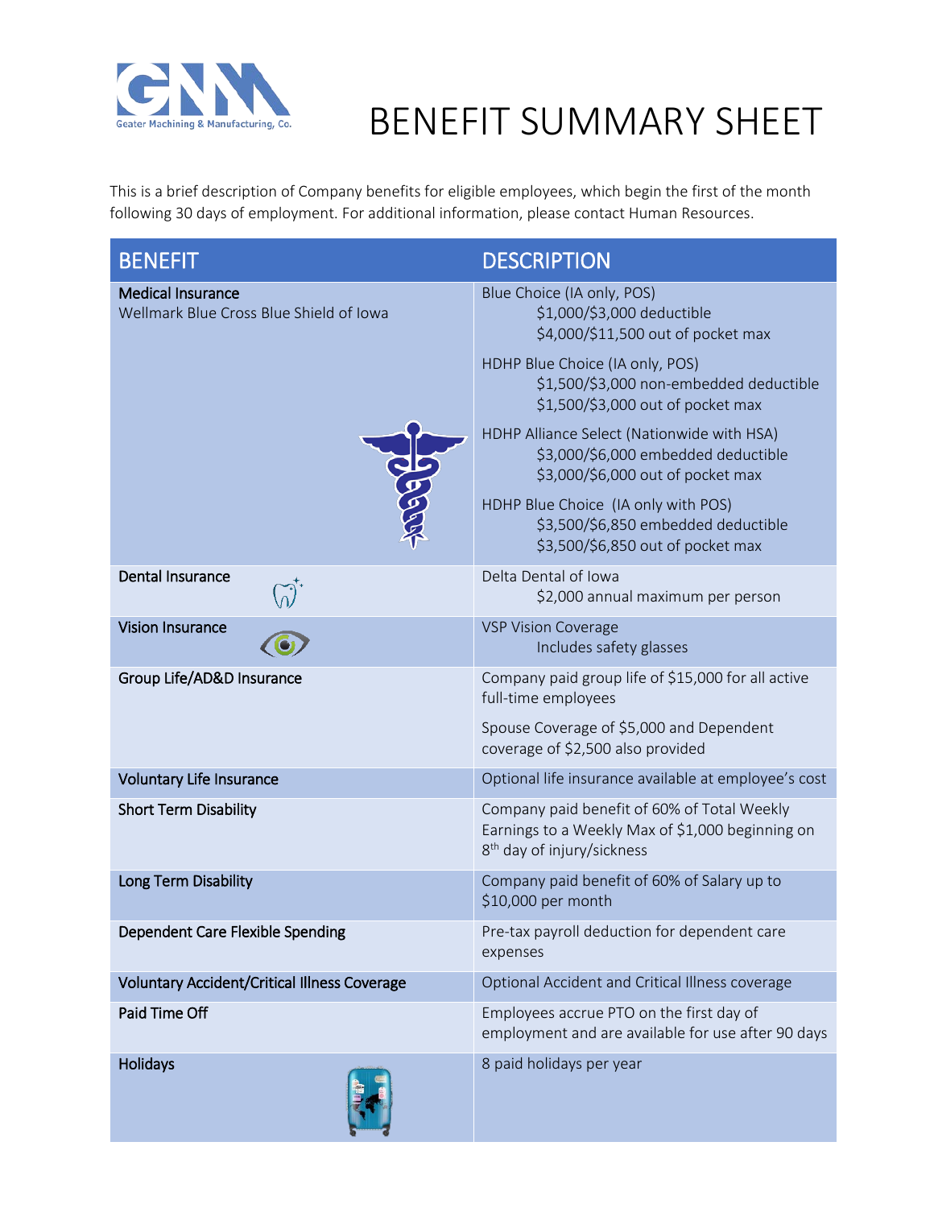Geater Machining & Manufacturing, Co.

# BENEFIT SUMMARY SHEET

This is a brief description of Company benefits for eligible employees, which begin the first of the month following 30 days of employment. For additional information, please contact Human Resources.

| BENEFIT | DESCRIPTION |
| --- | --- |
| **Medical Insurance**<br>Wellmark Blue Cross Blue Shield of Iowa | Blue Choice (IA only, POS)<br>$1,000/$3,000 deductible<br>$4,000/$11,500 out of pocket max<br><br>HDHP Blue Choice (IA only, POS)<br>$1,500/$3,000 non-embedded deductible<br>$1,500/$3,000 out of pocket max<br><br>HDHP Alliance Select (Nationwide with HSA)<br>$3,000/$6,000 embedded deductible<br>$3,000/$6,000 out of pocket max<br><br>HDHP Blue Choice (IA only with POS)<br>$3,500/$6,850 embedded deductible<br>$3,500/$6,850 out of pocket max |
| **Dental Insurance** | Delta Dental of Iowa<br>$2,000 annual maximum per person |
| **Vision Insurance** | VSP Vision Coverage<br>Includes safety glasses |
| **Group Life/AD&D Insurance** | Company paid group life of $15,000 for all active full-time employees<br><br>Spouse Coverage of $5,000 and Dependent coverage of $2,500 also provided |
| **Voluntary Life Insurance** | Optional life insurance available at employee's cost |
| **Short Term Disability** | Company paid benefit of 60% of Total Weekly Earnings to a Weekly Max of $1,000 beginning on 8th day of injury/sickness |
| **Long Term Disability** | Company paid benefit of 60% of Salary up to $10,000 per month |
| **Dependent Care Flexible Spending** | Pre-tax payroll deduction for dependent care expenses |
| **Voluntary Accident/Critical Illness Coverage** | Optional Accident and Critical Illness coverage |
| **Paid Time Off** | Employees accrue PTO on the first day of employment and are available for use after 90 days |
| **Holidays** | 8 paid holidays per year |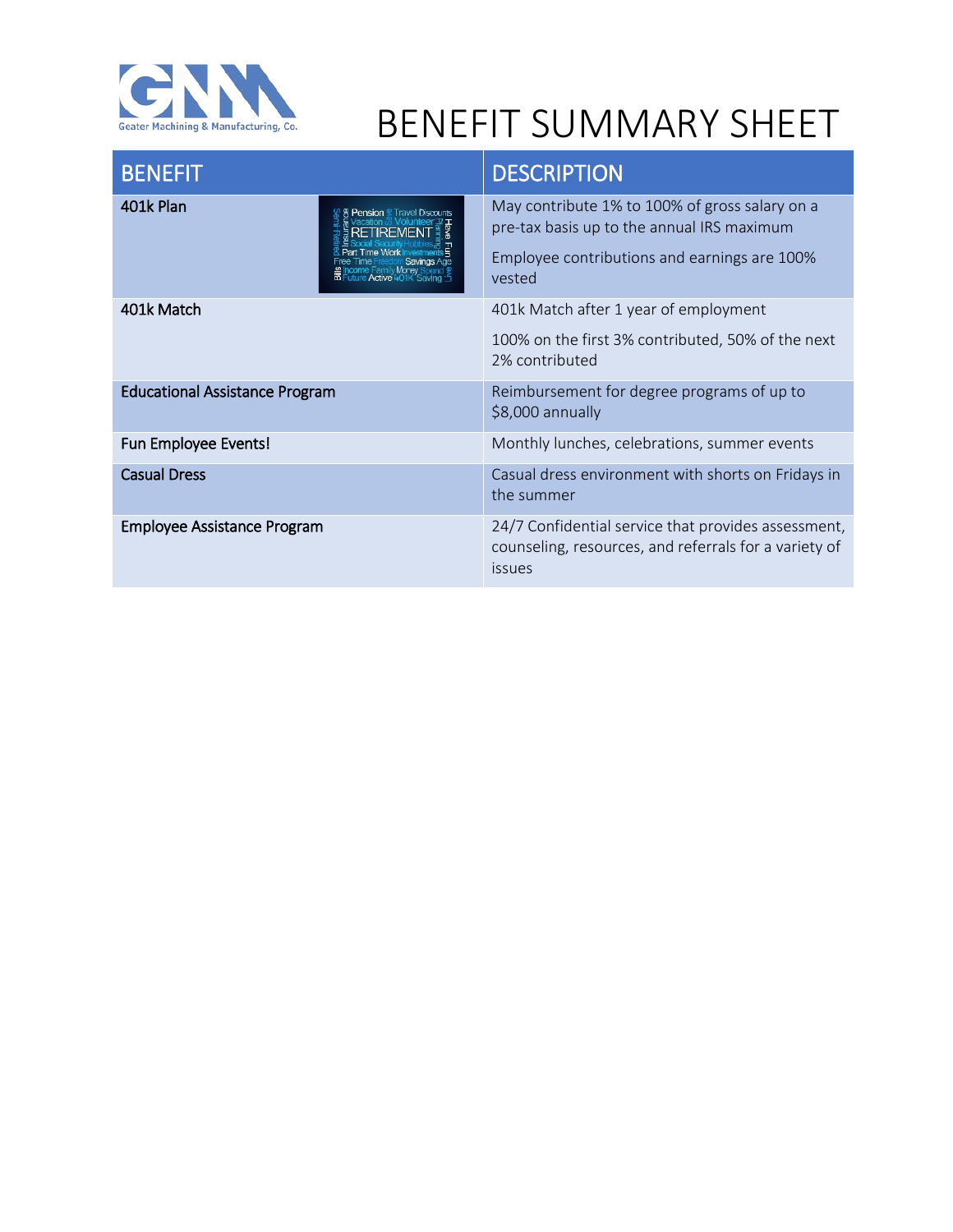Geater Machining & Manufacturing, Co.

# BENEFIT SUMMARY SHEET

| BENEFIT | DESCRIPTION |
| --- | --- |
| **401k Plan** | May contribute 1% to 100% of gross salary on a pre-tax basis up to the annual IRS maximum<br><br>Employee contributions and earnings are 100% vested |
| **401k Match** | 401k Match after 1 year of employment<br><br>100% on the first 3% contributed, 50% of the next 2% contributed |
| **Educational Assistance Program** | Reimbursement for degree programs of up to $8,000 annually |
| **Fun Employee Events!** | Monthly lunches, celebrations, summer events |
| **Casual Dress** | Casual dress environment with shorts on Fridays in the summer |
| **Employee Assistance Program** | 24/7 Confidential service that provides assessment, counseling, resources, and referrals for a variety of issues |